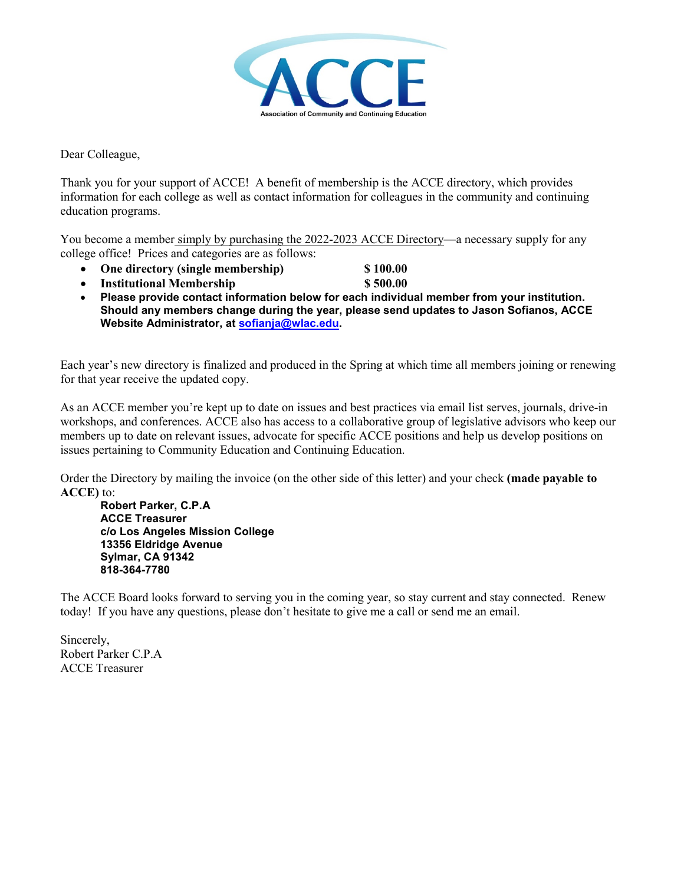# ACCE

Association of Community and Continuing Education

Dear Colleague,

Thank you for your support of ACCE! A benefit of membership is the ACCE directory, which provides information for each college as well as contact information for colleagues in the community and continuing education programs.

You become a member simply by purchasing the 2022-2023 ACCE Directory—a necessary supply for any college office! Prices and categories are as follows:

- **One directory (single membership) $ 100.00**
- **Institutional Membership $ 500.00**
- **Please provide contact information below for each individual member from your institution. Should any members change during the year, please send updates to Jason Sofianos, ACCE Website Administrator, at sofianja@wlac.edu.**

Each year's new directory is finalized and produced in the Spring at which time all members joining or renewing for that year receive the updated copy.

As an ACCE member you're kept up to date on issues and best practices via email list serves, journals, drive-in workshops, and conferences. ACCE also has access to a collaborative group of legislative advisors who keep our members up to date on relevant issues, advocate for specific ACCE positions and help us develop positions on issues pertaining to Community Education and Continuing Education.

Order the Directory by mailing the invoice (on the other side of this letter) and your check **(made payable to ACCE)** to:

**Robert Parker, C.P.A**
**ACCE Treasurer**
**c/o Los Angeles Mission College**
**13356 Eldridge Avenue**
**Sylmar, CA 91342**
**818-364-7780**

The ACCE Board looks forward to serving you in the coming year, so stay current and stay connected. Renew today! If you have any questions, please don't hesitate to give me a call or send me an email.

Sincerely,
Robert Parker C.P.A
ACCE Treasurer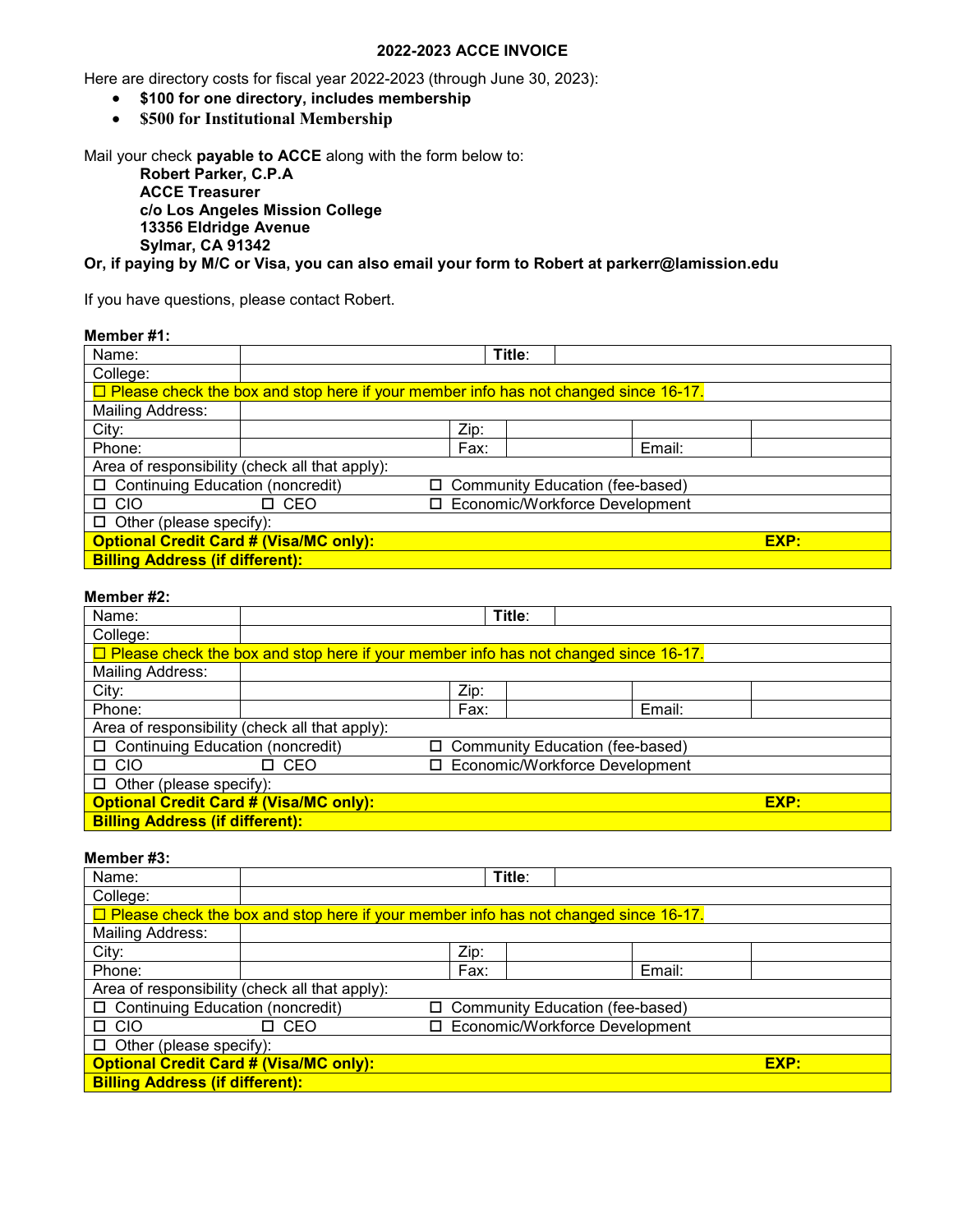# 2022-2023 ACCE INVOICE

Here are directory costs for fiscal year 2022-2023 (through June 30, 2023):

- **$100 for one directory, includes membership**
- **$500 for Institutional Membership**

Mail your check **payable to ACCE** along with the form below to:

**Robert Parker, C.P.A**
**ACCE Treasurer**
**c/o Los Angeles Mission College**
**13356 Eldridge Avenue**
**Sylmar, CA 91342**

**Or, if paying by M/C or Visa, you can also email your form to Robert at parkerr@lamission.edu**

If you have questions, please contact Robert.

**Member #1:**

| | | | | | |
|---|---|---|---|---|---|
| Name: | | **Title**: | | | |
| College: | | | | | |
| ☐ Please check the box and stop here if your member info has not changed since 16-17. | | | | | |
| Mailing Address: | | | | | |
| City: | | Zip: | | | |
| Phone: | | Fax: | | Email: | |
| Area of responsibility (check all that apply): | | | | | |
| ☐ Continuing Education (noncredit) | | ☐ Community Education (fee-based) | | | |
| ☐ CIO ☐ CEO | | ☐ Economic/Workforce Development | | | |
| ☐ Other (please specify): | | | | | |
| **Optional Credit Card # (Visa/MC only):** | | | | **EXP:** | |
| **Billing Address (if different):** | | | | | |

**Member #2:**

| | | | | | |
|---|---|---|---|---|---|
| Name: | | **Title**: | | | |
| College: | | | | | |
| ☐ Please check the box and stop here if your member info has not changed since 16-17. | | | | | |
| Mailing Address: | | | | | |
| City: | | Zip: | | | |
| Phone: | | Fax: | | Email: | |
| Area of responsibility (check all that apply): | | | | | |
| ☐ Continuing Education (noncredit) | | ☐ Community Education (fee-based) | | | |
| ☐ CIO ☐ CEO | | ☐ Economic/Workforce Development | | | |
| ☐ Other (please specify): | | | | | |
| **Optional Credit Card # (Visa/MC only):** | | | | **EXP:** | |
| **Billing Address (if different):** | | | | | |

**Member #3:**

| | | | | | |
|---|---|---|---|---|---|
| Name: | | **Title**: | | | |
| College: | | | | | |
| ☐ Please check the box and stop here if your member info has not changed since 16-17. | | | | | |
| Mailing Address: | | | | | |
| City: | | Zip: | | | |
| Phone: | | Fax: | | Email: | |
| Area of responsibility (check all that apply): | | | | | |
| ☐ Continuing Education (noncredit) | | ☐ Community Education (fee-based) | | | |
| ☐ CIO ☐ CEO | | ☐ Economic/Workforce Development | | | |
| ☐ Other (please specify): | | | | | |
| **Optional Credit Card # (Visa/MC only):** | | | | **EXP:** | |
| **Billing Address (if different):** | | | | | |